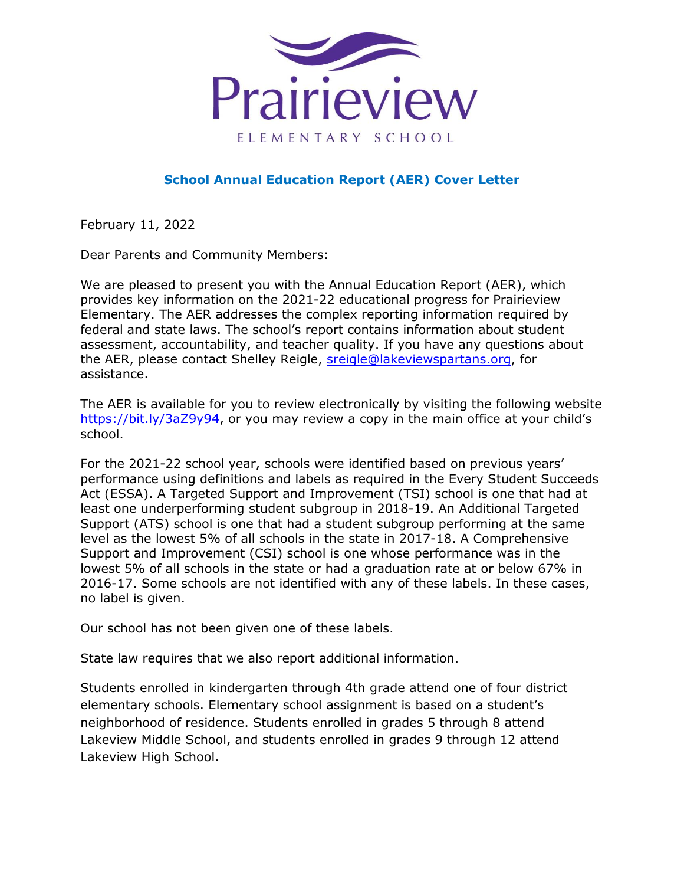# Prairieview

ELEMENTARY SCHOOL

## School Annual Education Report (AER) Cover Letter

February 11, 2022

Dear Parents and Community Members:

We are pleased to present you with the Annual Education Report (AER), which provides key information on the 2021-22 educational progress for Prairieview Elementary. The AER addresses the complex reporting information required by federal and state laws. The school's report contains information about student assessment, accountability, and teacher quality. If you have any questions about the AER, please contact Shelley Reigle, sreigle@lakeviewspartans.org, for assistance.

The AER is available for you to review electronically by visiting the following website https://bit.ly/3aZ9y94, or you may review a copy in the main office at your child's school.

For the 2021-22 school year, schools were identified based on previous years' performance using definitions and labels as required in the Every Student Succeeds Act (ESSA). A Targeted Support and Improvement (TSI) school is one that had at least one underperforming student subgroup in 2018-19. An Additional Targeted Support (ATS) school is one that had a student subgroup performing at the same level as the lowest 5% of all schools in the state in 2017-18. A Comprehensive Support and Improvement (CSI) school is one whose performance was in the lowest 5% of all schools in the state or had a graduation rate at or below 67% in 2016-17. Some schools are not identified with any of these labels. In these cases, no label is given.

Our school has not been given one of these labels.

State law requires that we also report additional information.

Students enrolled in kindergarten through 4th grade attend one of four district elementary schools. Elementary school assignment is based on a student's neighborhood of residence. Students enrolled in grades 5 through 8 attend Lakeview Middle School, and students enrolled in grades 9 through 12 attend Lakeview High School.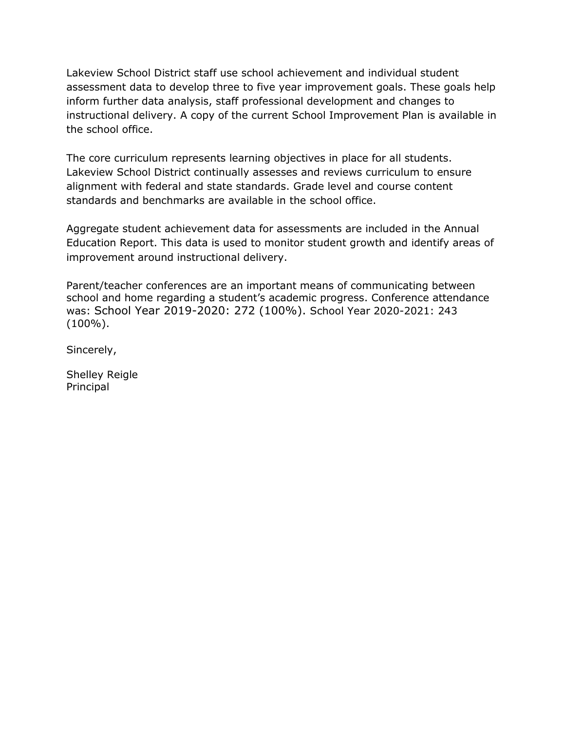Lakeview School District staff use school achievement and individual student assessment data to develop three to five year improvement goals. These goals help inform further data analysis, staff professional development and changes to instructional delivery. A copy of the current School Improvement Plan is available in the school office.

The core curriculum represents learning objectives in place for all students. Lakeview School District continually assesses and reviews curriculum to ensure alignment with federal and state standards. Grade level and course content standards and benchmarks are available in the school office.

Aggregate student achievement data for assessments are included in the Annual Education Report. This data is used to monitor student growth and identify areas of improvement around instructional delivery.

Parent/teacher conferences are an important means of communicating between school and home regarding a student's academic progress. Conference attendance was: School Year 2019-2020: 272 (100%). School Year 2020-2021: 243 (100%).

Sincerely,

Shelley Reigle
Principal